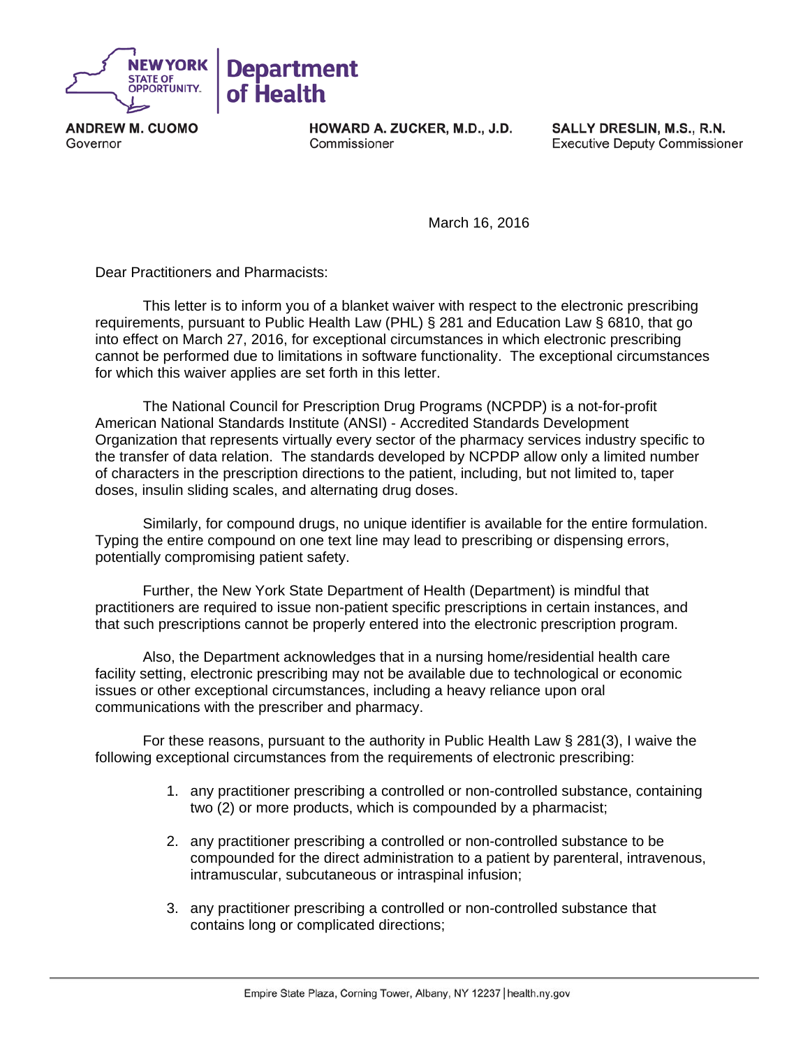**NEW YORK STATE OF OPPORTUNITY.** | **Department of Health**

**ANDREW M. CUOMO**
Governor

**HOWARD A. ZUCKER, M.D., J.D.**
Commissioner

**SALLY DRESLIN, M.S., R.N.**
Executive Deputy Commissioner

March 16, 2016

Dear Practitioners and Pharmacists:

This letter is to inform you of a blanket waiver with respect to the electronic prescribing requirements, pursuant to Public Health Law (PHL) § 281 and Education Law § 6810, that go into effect on March 27, 2016, for exceptional circumstances in which electronic prescribing cannot be performed due to limitations in software functionality. The exceptional circumstances for which this waiver applies are set forth in this letter.

The National Council for Prescription Drug Programs (NCPDP) is a not-for-profit American National Standards Institute (ANSI) - Accredited Standards Development Organization that represents virtually every sector of the pharmacy services industry specific to the transfer of data relation. The standards developed by NCPDP allow only a limited number of characters in the prescription directions to the patient, including, but not limited to, taper doses, insulin sliding scales, and alternating drug doses.

Similarly, for compound drugs, no unique identifier is available for the entire formulation. Typing the entire compound on one text line may lead to prescribing or dispensing errors, potentially compromising patient safety.

Further, the New York State Department of Health (Department) is mindful that practitioners are required to issue non-patient specific prescriptions in certain instances, and that such prescriptions cannot be properly entered into the electronic prescription program.

Also, the Department acknowledges that in a nursing home/residential health care facility setting, electronic prescribing may not be available due to technological or economic issues or other exceptional circumstances, including a heavy reliance upon oral communications with the prescriber and pharmacy.

For these reasons, pursuant to the authority in Public Health Law § 281(3), I waive the following exceptional circumstances from the requirements of electronic prescribing:

1. any practitioner prescribing a controlled or non-controlled substance, containing two (2) or more products, which is compounded by a pharmacist;

2. any practitioner prescribing a controlled or non-controlled substance to be compounded for the direct administration to a patient by parenteral, intravenous, intramuscular, subcutaneous or intraspinal infusion;

3. any practitioner prescribing a controlled or non-controlled substance that contains long or complicated directions;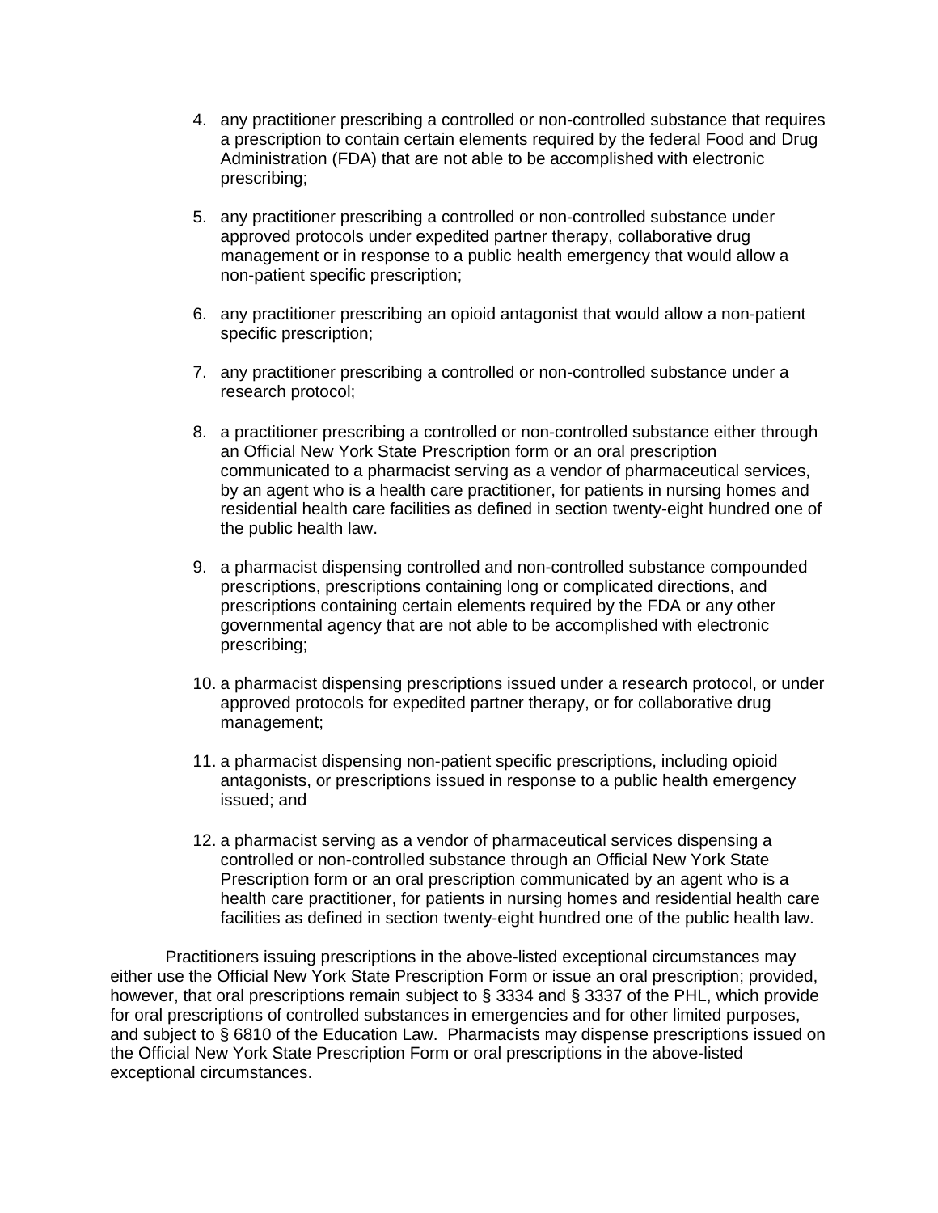4. any practitioner prescribing a controlled or non-controlled substance that requires a prescription to contain certain elements required by the federal Food and Drug Administration (FDA) that are not able to be accomplished with electronic prescribing;

5. any practitioner prescribing a controlled or non-controlled substance under approved protocols under expedited partner therapy, collaborative drug management or in response to a public health emergency that would allow a non-patient specific prescription;

6. any practitioner prescribing an opioid antagonist that would allow a non-patient specific prescription;

7. any practitioner prescribing a controlled or non-controlled substance under a research protocol;

8. a practitioner prescribing a controlled or non-controlled substance either through an Official New York State Prescription form or an oral prescription communicated to a pharmacist serving as a vendor of pharmaceutical services, by an agent who is a health care practitioner, for patients in nursing homes and residential health care facilities as defined in section twenty-eight hundred one of the public health law.

9. a pharmacist dispensing controlled and non-controlled substance compounded prescriptions, prescriptions containing long or complicated directions, and prescriptions containing certain elements required by the FDA or any other governmental agency that are not able to be accomplished with electronic prescribing;

10. a pharmacist dispensing prescriptions issued under a research protocol, or under approved protocols for expedited partner therapy, or for collaborative drug management;

11. a pharmacist dispensing non-patient specific prescriptions, including opioid antagonists, or prescriptions issued in response to a public health emergency issued; and

12. a pharmacist serving as a vendor of pharmaceutical services dispensing a controlled or non-controlled substance through an Official New York State Prescription form or an oral prescription communicated by an agent who is a health care practitioner, for patients in nursing homes and residential health care facilities as defined in section twenty-eight hundred one of the public health law.

Practitioners issuing prescriptions in the above-listed exceptional circumstances may either use the Official New York State Prescription Form or issue an oral prescription; provided, however, that oral prescriptions remain subject to § 3334 and § 3337 of the PHL, which provide for oral prescriptions of controlled substances in emergencies and for other limited purposes, and subject to § 6810 of the Education Law. Pharmacists may dispense prescriptions issued on the Official New York State Prescription Form or oral prescriptions in the above-listed exceptional circumstances.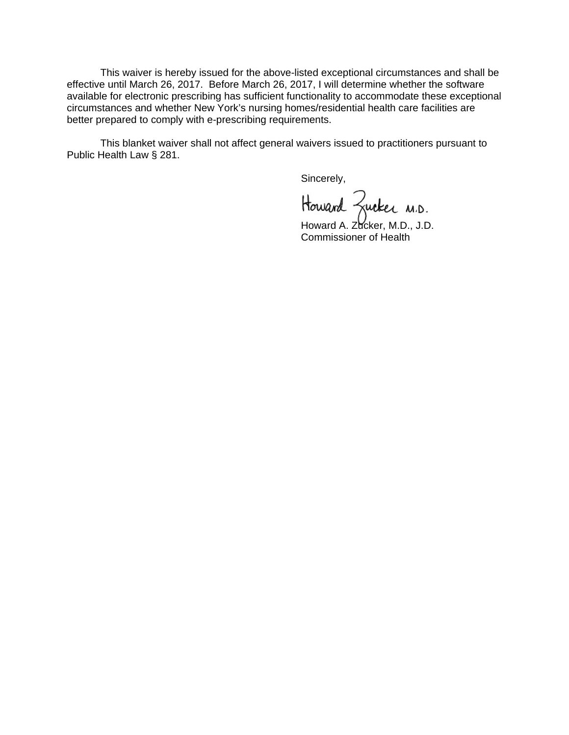This waiver is hereby issued for the above-listed exceptional circumstances and shall be effective until March 26, 2017. Before March 26, 2017, I will determine whether the software available for electronic prescribing has sufficient functionality to accommodate these exceptional circumstances and whether New York's nursing homes/residential health care facilities are better prepared to comply with e-prescribing requirements.

This blanket waiver shall not affect general waivers issued to practitioners pursuant to Public Health Law § 281.

Sincerely,

Howard Zucker M.D.

Howard A. Zucker, M.D., J.D.
Commissioner of Health